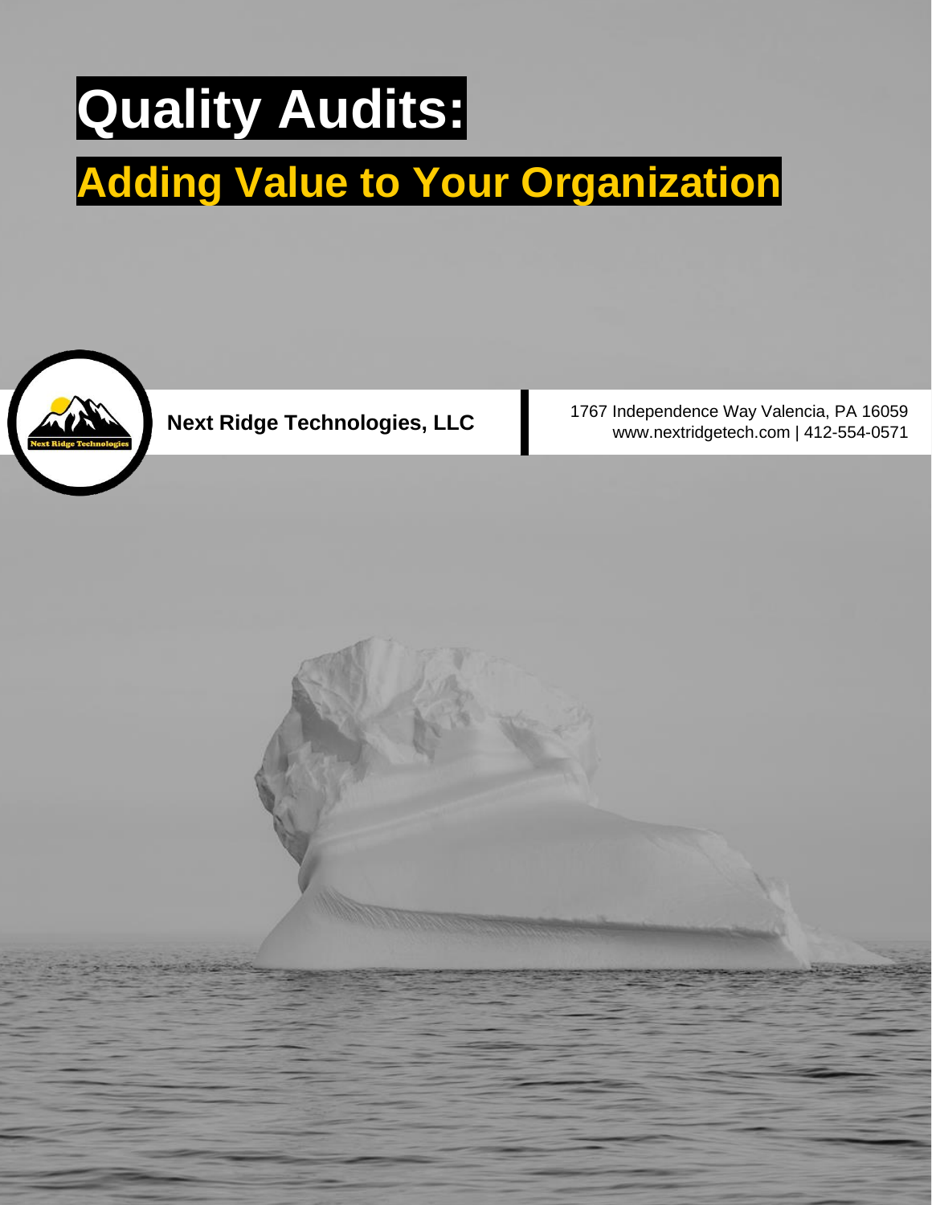# Quality Audits:

## Adding Value to Your Organization

**Next Ridge Technologies, LLC**

1767 Independence Way Valencia, PA 16059
www.nextridgetech.com | 412-554-0571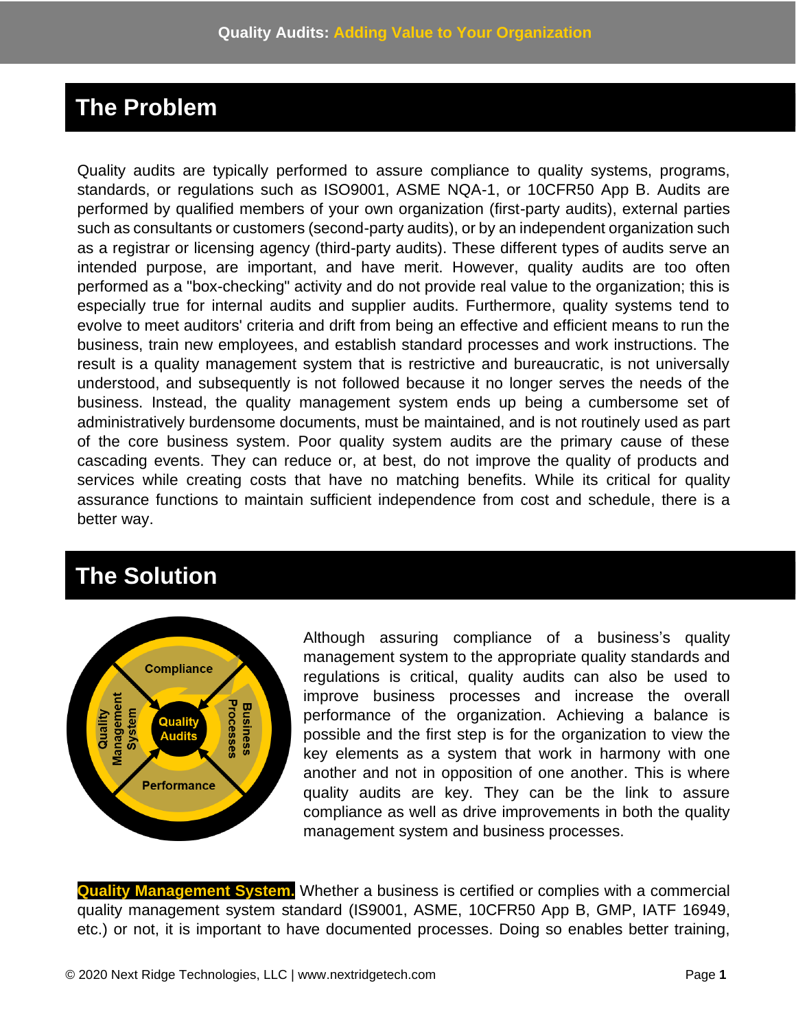## The Problem

Quality audits are typically performed to assure compliance to quality systems, programs, standards, or regulations such as ISO9001, ASME NQA-1, or 10CFR50 App B. Audits are performed by qualified members of your own organization (first-party audits), external parties such as consultants or customers (second-party audits), or by an independent organization such as a registrar or licensing agency (third-party audits). These different types of audits serve an intended purpose, are important, and have merit. However, quality audits are too often performed as a "box-checking" activity and do not provide real value to the organization; this is especially true for internal audits and supplier audits. Furthermore, quality systems tend to evolve to meet auditors' criteria and drift from being an effective and efficient means to run the business, train new employees, and establish standard processes and work instructions. The result is a quality management system that is restrictive and bureaucratic, is not universally understood, and subsequently is not followed because it no longer serves the needs of the business. Instead, the quality management system ends up being a cumbersome set of administratively burdensome documents, must be maintained, and is not routinely used as part of the core business system. Poor quality system audits are the primary cause of these cascading events. They can reduce or, at best, do not improve the quality of products and services while creating costs that have no matching benefits. While its critical for quality assurance functions to maintain sufficient independence from cost and schedule, there is a better way.

## The Solution

Although assuring compliance of a business's quality management system to the appropriate quality standards and regulations is critical, quality audits can also be used to improve business processes and increase the overall performance of the organization. Achieving a balance is possible and the first step is for the organization to view the key elements as a system that work in harmony with one another and not in opposition of one another. This is where quality audits are key. They can be the link to assure compliance as well as drive improvements in both the quality management system and business processes.

**Quality Management System.** Whether a business is certified or complies with a commercial quality management system standard (IS9001, ASME, 10CFR50 App B, GMP, IATF 16949, etc.) or not, it is important to have documented processes. Doing so enables better training,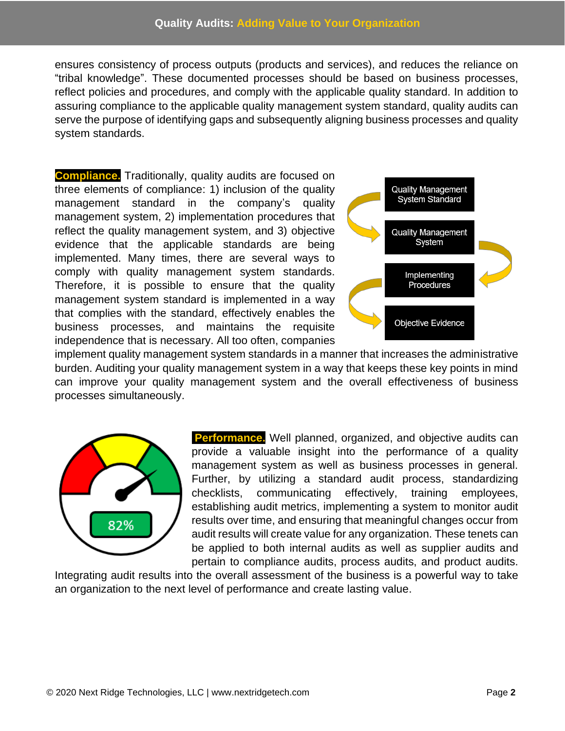ensures consistency of process outputs (products and services), and reduces the reliance on "tribal knowledge". These documented processes should be based on business processes, reflect policies and procedures, and comply with the applicable quality standard. In addition to assuring compliance to the applicable quality management system standard, quality audits can serve the purpose of identifying gaps and subsequently aligning business processes and quality system standards.

**Compliance.** Traditionally, quality audits are focused on three elements of compliance: 1) inclusion of the quality management standard in the company's quality management system, 2) implementation procedures that reflect the quality management system, and 3) objective evidence that the applicable standards are being implemented. Many times, there are several ways to comply with quality management system standards. Therefore, it is possible to ensure that the quality management system standard is implemented in a way that complies with the standard, effectively enables the business processes, and maintains the requisite independence that is necessary. All too often, companies implement quality management system standards in a manner that increases the administrative burden. Auditing your quality management system in a way that keeps these key points in mind can improve your quality management system and the overall effectiveness of business processes simultaneously.

**Performance.** Well planned, organized, and objective audits can provide a valuable insight into the performance of a quality management system as well as business processes in general. Further, by utilizing a standard audit process, standardizing checklists, communicating effectively, training employees, establishing audit metrics, implementing a system to monitor audit results over time, and ensuring that meaningful changes occur from audit results will create value for any organization. These tenets can be applied to both internal audits as well as supplier audits and pertain to compliance audits, process audits, and product audits. Integrating audit results into the overall assessment of the business is a powerful way to take an organization to the next level of performance and create lasting value.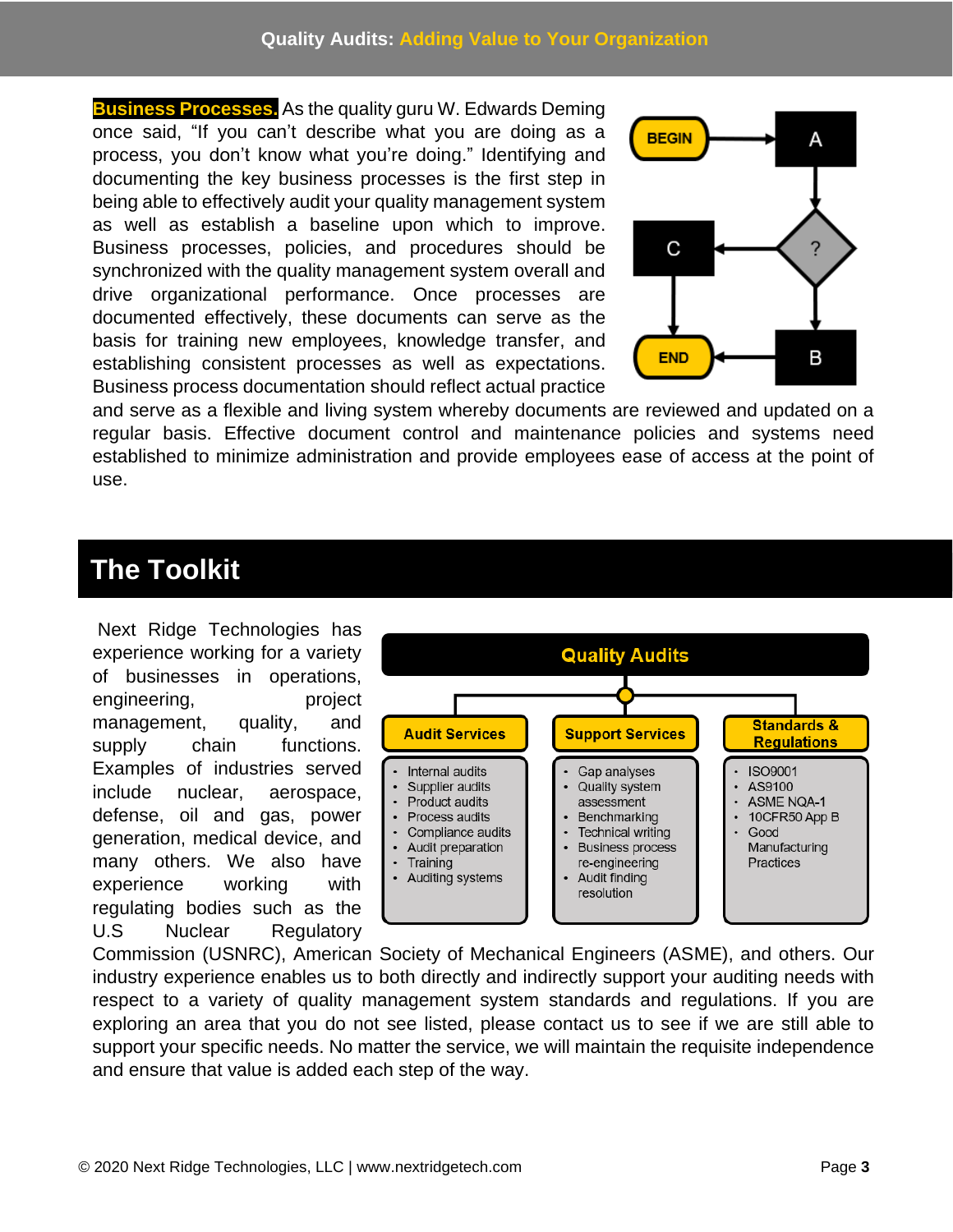**Business Processes.** As the quality guru W. Edwards Deming once said, "If you can't describe what you are doing as a process, you don't know what you're doing." Identifying and documenting the key business processes is the first step in being able to effectively audit your quality management system as well as establish a baseline upon which to improve. Business processes, policies, and procedures should be synchronized with the quality management system overall and drive organizational performance. Once processes are documented effectively, these documents can serve as the basis for training new employees, knowledge transfer, and establishing consistent processes as well as expectations. Business process documentation should reflect actual practice and serve as a flexible and living system whereby documents are reviewed and updated on a regular basis. Effective document control and maintenance policies and systems need established to minimize administration and provide employees ease of access at the point of use.

BEGIN

A

?

C

B

END

## The Toolkit

Next Ridge Technologies has experience working for a variety of businesses in operations, engineering, project management, quality, and supply chain functions. Examples of industries served include nuclear, aerospace, defense, oil and gas, power generation, medical device, and many others. We also have experience working with regulating bodies such as the U.S Nuclear Regulatory Commission (USNRC), American Society of Mechanical Engineers (ASME), and others. Our industry experience enables us to both directly and indirectly support your auditing needs with respect to a variety of quality management system standards and regulations. If you are exploring an area that you do not see listed, please contact us to see if we are still able to support your specific needs. No matter the service, we will maintain the requisite independence and ensure that value is added each step of the way.

**Quality Audits**

**Audit Services**
- Internal audits
- Supplier audits
- Product audits
- Process audits
- Compliance audits
- Audit preparation
- Training
- Auditing systems

**Support Services**
- Gap analyses
- Quality system assessment
- Benchmarking
- Technical writing
- Business process re-engineering
- Audit finding resolution

**Standards & Regulations**
- ISO9001
- AS9100
- ASME NQA-1
- 10CFR50 App B
- Good Manufacturing Practices